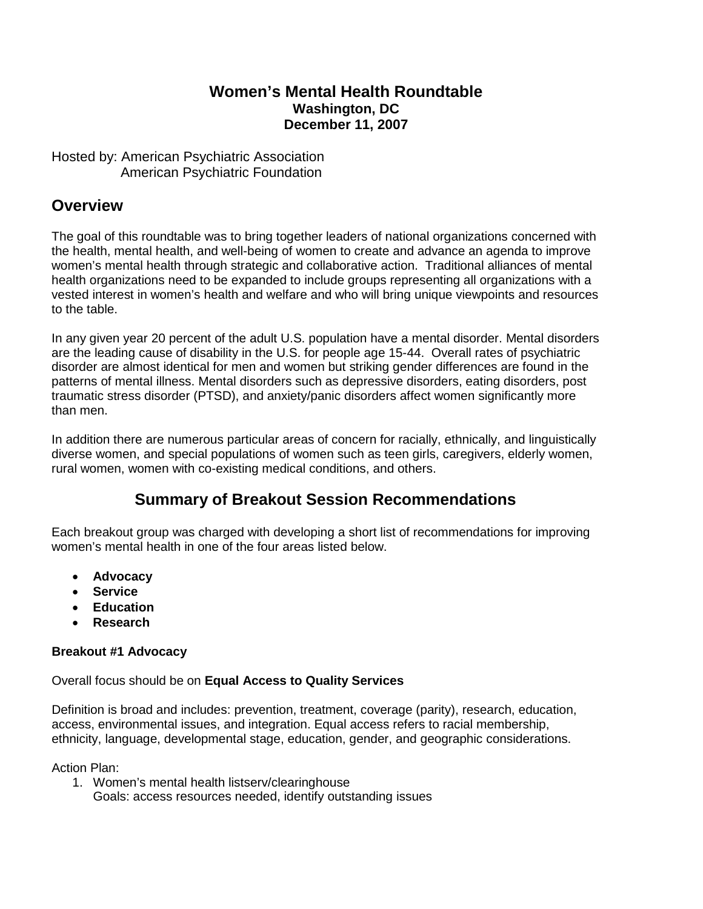# Women's Mental Health Roundtable

**Washington, DC**
**December 11, 2007**

Hosted by: American Psychiatric Association
American Psychiatric Foundation

## Overview

The goal of this roundtable was to bring together leaders of national organizations concerned with the health, mental health, and well-being of women to create and advance an agenda to improve women's mental health through strategic and collaborative action. Traditional alliances of mental health organizations need to be expanded to include groups representing all organizations with a vested interest in women's health and welfare and who will bring unique viewpoints and resources to the table.

In any given year 20 percent of the adult U.S. population have a mental disorder. Mental disorders are the leading cause of disability in the U.S. for people age 15-44. Overall rates of psychiatric disorder are almost identical for men and women but striking gender differences are found in the patterns of mental illness. Mental disorders such as depressive disorders, eating disorders, post traumatic stress disorder (PTSD), and anxiety/panic disorders affect women significantly more than men.

In addition there are numerous particular areas of concern for racially, ethnically, and linguistically diverse women, and special populations of women such as teen girls, caregivers, elderly women, rural women, women with co-existing medical conditions, and others.

## Summary of Breakout Session Recommendations

Each breakout group was charged with developing a short list of recommendations for improving women's mental health in one of the four areas listed below.

- **Advocacy**
- **Service**
- **Education**
- **Research**

### Breakout #1 Advocacy

Overall focus should be on **Equal Access to Quality Services**

Definition is broad and includes: prevention, treatment, coverage (parity), research, education, access, environmental issues, and integration. Equal access refers to racial membership, ethnicity, language, developmental stage, education, gender, and geographic considerations.

Action Plan:

1. Women's mental health listserv/clearinghouse
   Goals: access resources needed, identify outstanding issues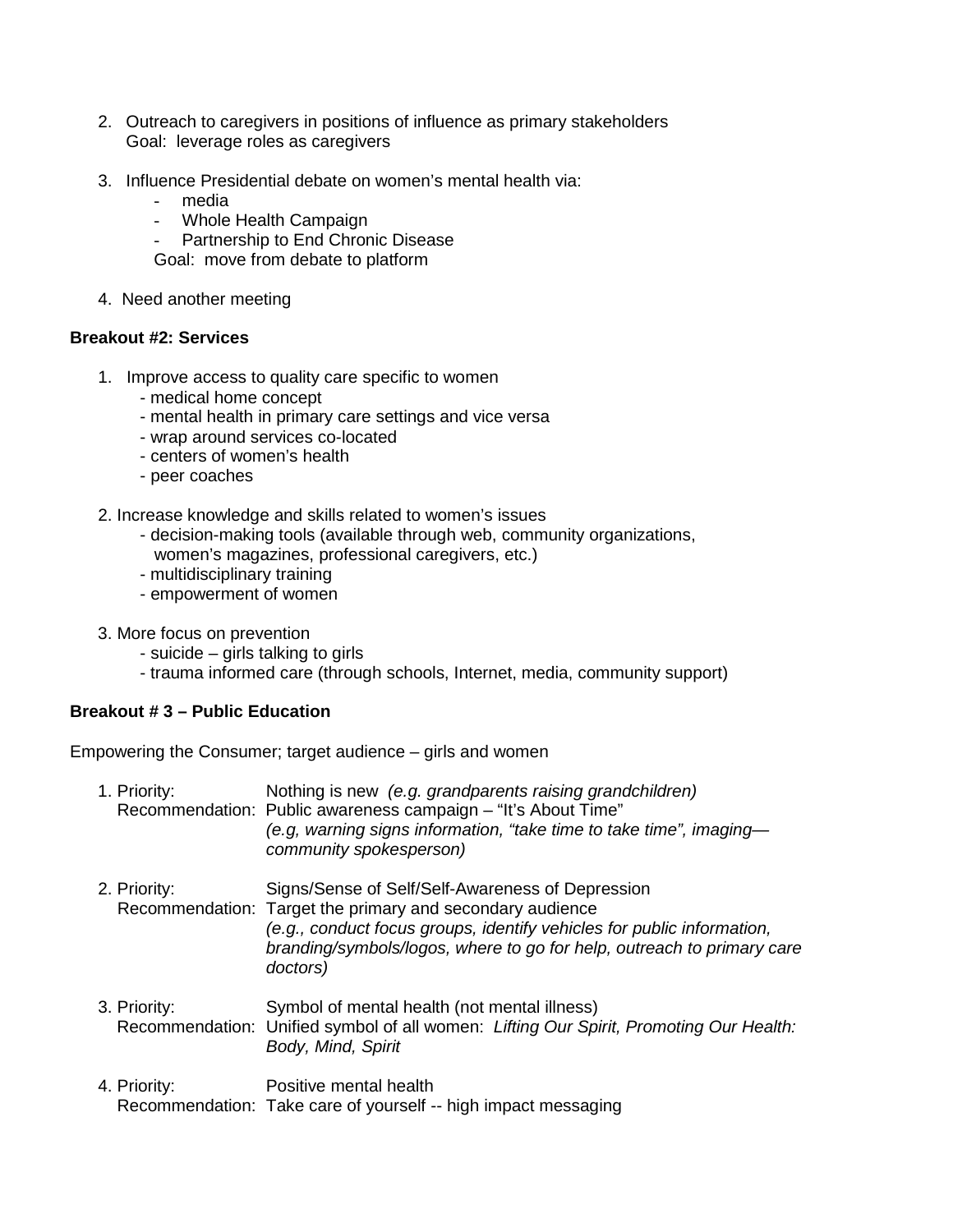2. Outreach to caregivers in positions of influence as primary stakeholders
   Goal: leverage roles as caregivers

3. Influence Presidential debate on women's mental health via:
   - media
   - Whole Health Campaign
   - Partnership to End Chronic Disease

   Goal: move from debate to platform

4. Need another meeting

**Breakout #2: Services**

1. Improve access to quality care specific to women
   - medical home concept
   - mental health in primary care settings and vice versa
   - wrap around services co-located
   - centers of women's health
   - peer coaches

2. Increase knowledge and skills related to women's issues
   - decision-making tools (available through web, community organizations, women's magazines, professional caregivers, etc.)
   - multidisciplinary training
   - empowerment of women

3. More focus on prevention
   - suicide – girls talking to girls
   - trauma informed care (through schools, Internet, media, community support)

**Breakout # 3 – Public Education**

Empowering the Consumer; target audience – girls and women

1. Priority: Nothing is new *(e.g. grandparents raising grandchildren)*
   Recommendation: Public awareness campaign – "It's About Time" *(e.g, warning signs information, "take time to take time", imaging—community spokesperson)*

2. Priority: Signs/Sense of Self/Self-Awareness of Depression
   Recommendation: Target the primary and secondary audience *(e.g., conduct focus groups, identify vehicles for public information, branding/symbols/logos, where to go for help, outreach to primary care doctors)*

3. Priority: Symbol of mental health (not mental illness)
   Recommendation: Unified symbol of all women: *Lifting Our Spirit, Promoting Our Health: Body, Mind, Spirit*

4. Priority: Positive mental health
   Recommendation: Take care of yourself -- high impact messaging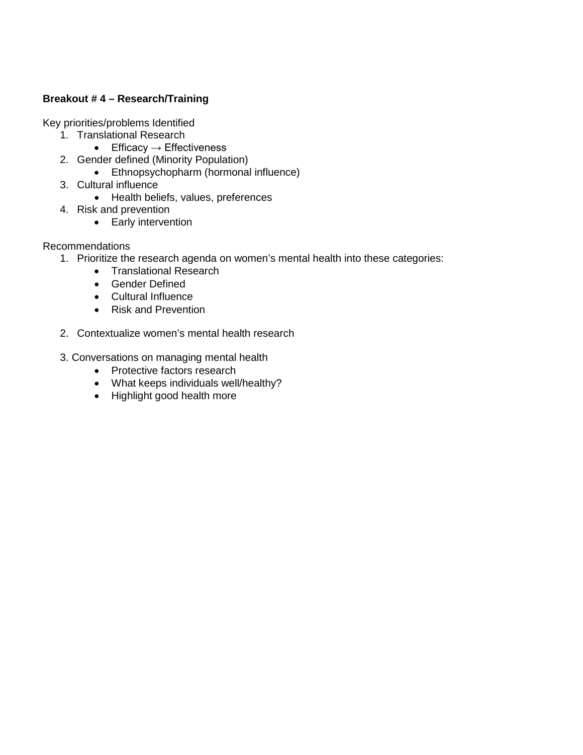**Breakout # 4 – Research/Training**

Key priorities/problems Identified

1. Translational Research
    - Efficacy → Effectiveness
2. Gender defined (Minority Population)
    - Ethnopsychopharm (hormonal influence)
3. Cultural influence
    - Health beliefs, values, preferences
4. Risk and prevention
    - Early intervention

Recommendations

1. Prioritize the research agenda on women's mental health into these categories:
    - Translational Research
    - Gender Defined
    - Cultural Influence
    - Risk and Prevention

2. Contextualize women's mental health research

3. Conversations on managing mental health
    - Protective factors research
    - What keeps individuals well/healthy?
    - Highlight good health more